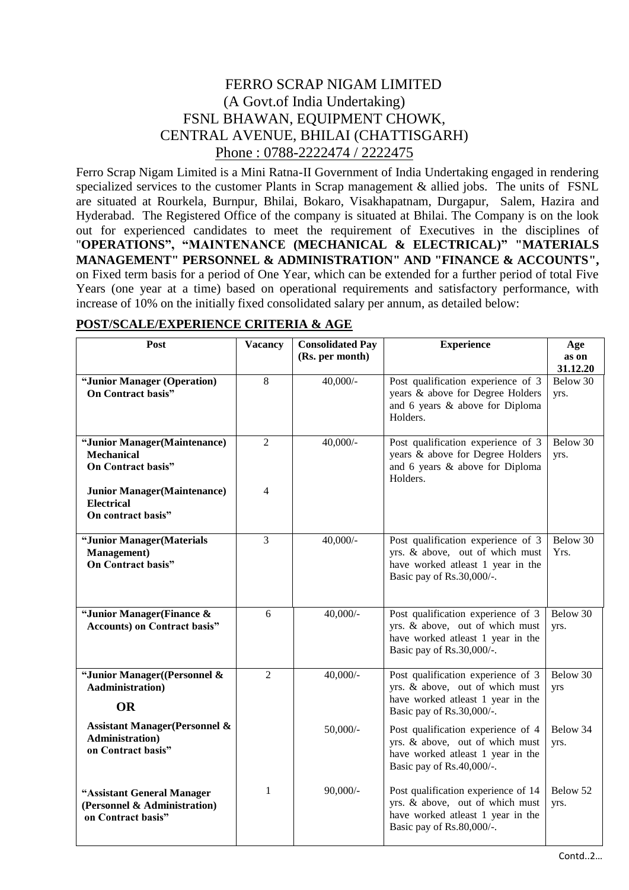# FERRO SCRAP NIGAM LIMITED

(A Govt.of India Undertaking)
FSNL BHAWAN, EQUIPMENT CHOWK,
CENTRAL AVENUE, BHILAI (CHATTISGARH)
Phone : 0788-2222474 / 2222475

Ferro Scrap Nigam Limited is a Mini Ratna-II Government of India Undertaking engaged in rendering specialized services to the customer Plants in Scrap management & allied jobs. The units of FSNL are situated at Rourkela, Burnpur, Bhilai, Bokaro, Visakhapatnam, Durgapur, Salem, Hazira and Hyderabad. The Registered Office of the company is situated at Bhilai. The Company is on the look out for experienced candidates to meet the requirement of Executives in the disciplines of "**OPERATIONS", "MAINTENANCE (MECHANICAL & ELECTRICAL)" "MATERIALS MANAGEMENT" PERSONNEL & ADMINISTRATION" AND "FINANCE & ACCOUNTS",** on Fixed term basis for a period of One Year, which can be extended for a further period of total Five Years (one year at a time) based on operational requirements and satisfactory performance, with increase of 10% on the initially fixed consolidated salary per annum, as detailed below:

## POST/SCALE/EXPERIENCE CRITERIA & AGE

| Post | Vacancy | Consolidated Pay (Rs. per month) | Experience | Age as on 31.12.20 |
|---|---|---|---|---|
| **"Junior Manager (Operation) On Contract basis"** | 8 | 40,000/- | Post qualification experience of 3 years & above for Degree Holders and 6 years & above for Diploma Holders. | Below 30 yrs. |
| **"Junior Manager(Maintenance) Mechanical On Contract basis"** | 2 | 40,000/- | Post qualification experience of 3 years & above for Degree Holders and 6 years & above for Diploma Holders. | Below 30 yrs. |
| **Junior Manager(Maintenance) Electrical On contract basis"** | 4 | | | |
| **"Junior Manager(Materials Management) On Contract basis"** | 3 | 40,000/- | Post qualification experience of 3 yrs. & above, out of which must have worked atleast 1 year in the Basic pay of Rs.30,000/-. | Below 30 Yrs. |
| **"Junior Manager(Finance & Accounts) on Contract basis"** | 6 | 40,000/- | Post qualification experience of 3 yrs. & above, out of which must have worked atleast 1 year in the Basic pay of Rs.30,000/-. | Below 30 yrs. |
| **"Junior Manager((Personnel & Aadministration)** | 2 | 40,000/- | Post qualification experience of 3 yrs. & above, out of which must have worked atleast 1 year in the Basic pay of Rs.30,000/-. | Below 30 yrs |
| **OR** | | | | |
| **Assistant Manager(Personnel & Administration) on Contract basis"** | | 50,000/- | Post qualification experience of 4 yrs. & above, out of which must have worked atleast 1 year in the Basic pay of Rs.40,000/-. | Below 34 yrs. |
| **"Assistant General Manager (Personnel & Administration) on Contract basis"** | 1 | 90,000/- | Post qualification experience of 14 yrs. & above, out of which must have worked atleast 1 year in the Basic pay of Rs.80,000/-. | Below 52 yrs. |

Contd..2…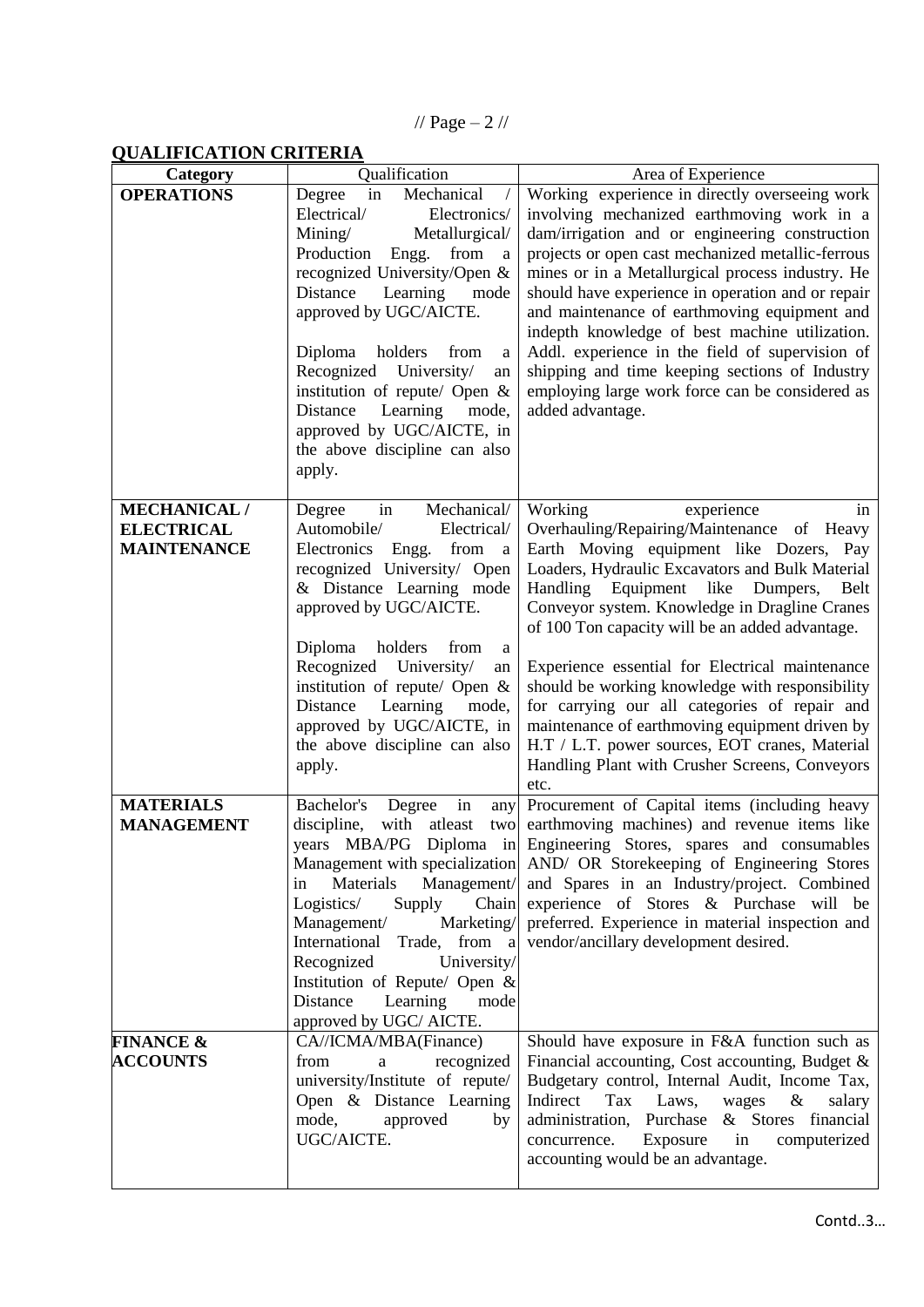## QUALIFICATION CRITERIA

| Category | Qualification | Area of Experience |
|---|---|---|
| **OPERATIONS** | Degree in Mechanical / Electrical/ Electronics/ Mining/ Metallurgical/ Production Engg. from a recognized University/Open & Distance Learning mode approved by UGC/AICTE.<br><br>Diploma holders from a Recognized University/ an institution of repute/ Open & Distance Learning mode, approved by UGC/AICTE, in the above discipline can also apply. | Working experience in directly overseeing work involving mechanized earthmoving work in a dam/irrigation and or engineering construction projects or open cast mechanized metallic-ferrous mines or in a Metallurgical process industry. He should have experience in operation and or repair and maintenance of earthmoving equipment and indepth knowledge of best machine utilization. Addl. experience in the field of supervision of shipping and time keeping sections of Industry employing large work force can be considered as added advantage. |
| **MECHANICAL / ELECTRICAL MAINTENANCE** | Degree in Mechanical/ Automobile/ Electrical/ Electronics Engg. from a recognized University/ Open & Distance Learning mode approved by UGC/AICTE.<br><br>Diploma holders from a Recognized University/ an institution of repute/ Open & Distance Learning mode, approved by UGC/AICTE, in the above discipline can also apply. | Working experience in Overhauling/Repairing/Maintenance of Heavy Earth Moving equipment like Dozers, Pay Loaders, Hydraulic Excavators and Bulk Material Handling Equipment like Dumpers, Belt Conveyor system. Knowledge in Dragline Cranes of 100 Ton capacity will be an added advantage.<br><br>Experience essential for Electrical maintenance should be working knowledge with responsibility for carrying our all categories of repair and maintenance of earthmoving equipment driven by H.T / L.T. power sources, EOT cranes, Material Handling Plant with Crusher Screens, Conveyors etc. |
| **MATERIALS MANAGEMENT** | Bachelor's Degree in any discipline, with atleast two years MBA/PG Diploma in Management with specialization in Materials Management/ Logistics/ Supply Chain Management/ Marketing/ International Trade, from a Recognized University/ Institution of Repute/ Open & Distance Learning mode approved by UGC/ AICTE. | Procurement of Capital items (including heavy earthmoving machines) and revenue items like Engineering Stores, spares and consumables AND/ OR Storekeeping of Engineering Stores and Spares in an Industry/project. Combined experience of Stores & Purchase will be preferred. Experience in material inspection and vendor/ancillary development desired. |
| **FINANCE & ACCOUNTS** | CA//ICMA/MBA(Finance) from a recognized university/Institute of repute/ Open & Distance Learning mode, approved by UGC/AICTE. | Should have exposure in F&A function such as Financial accounting, Cost accounting, Budget & Budgetary control, Internal Audit, Income Tax, Indirect Tax Laws, wages & salary administration, Purchase & Stores financial concurrence. Exposure in computerized accounting would be an advantage. |

Contd..3…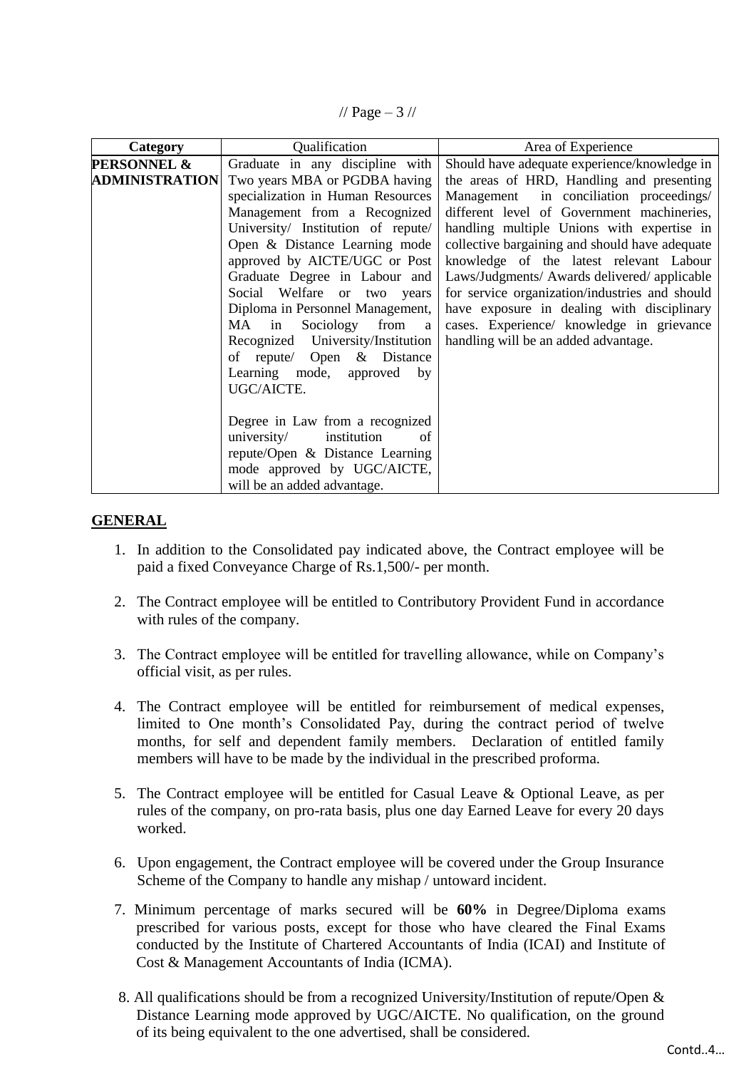| Category | Qualification | Area of Experience |
|---|---|---|
| **PERSONNEL & ADMINISTRATION** | Graduate in any discipline with Two years MBA or PGDBA having specialization in Human Resources Management from a Recognized University/ Institution of repute/ Open & Distance Learning mode approved by AICTE/UGC or Post Graduate Degree in Labour and Social Welfare or two years Diploma in Personnel Management, MA in Sociology from a Recognized University/Institution of repute/ Open & Distance Learning mode, approved by UGC/AICTE.<br><br>Degree in Law from a recognized university/ institution of repute/Open & Distance Learning mode approved by UGC/AICTE, will be an added advantage. | Should have adequate experience/knowledge in the areas of HRD, Handling and presenting Management in conciliation proceedings/ different level of Government machineries, handling multiple Unions with expertise in collective bargaining and should have adequate knowledge of the latest relevant Labour Laws/Judgments/ Awards delivered/ applicable for service organization/industries and should have exposure in dealing with disciplinary cases. Experience/ knowledge in grievance handling will be an added advantage. |

## GENERAL

1. In addition to the Consolidated pay indicated above, the Contract employee will be paid a fixed Conveyance Charge of Rs.1,500/- per month.

2. The Contract employee will be entitled to Contributory Provident Fund in accordance with rules of the company.

3. The Contract employee will be entitled for travelling allowance, while on Company's official visit, as per rules.

4. The Contract employee will be entitled for reimbursement of medical expenses, limited to One month's Consolidated Pay, during the contract period of twelve months, for self and dependent family members. Declaration of entitled family members will have to be made by the individual in the prescribed proforma.

5. The Contract employee will be entitled for Casual Leave & Optional Leave, as per rules of the company, on pro-rata basis, plus one day Earned Leave for every 20 days worked.

6. Upon engagement, the Contract employee will be covered under the Group Insurance Scheme of the Company to handle any mishap / untoward incident.

7. Minimum percentage of marks secured will be **60%** in Degree/Diploma exams prescribed for various posts, except for those who have cleared the Final Exams conducted by the Institute of Chartered Accountants of India (ICAI) and Institute of Cost & Management Accountants of India (ICMA).

8. All qualifications should be from a recognized University/Institution of repute/Open & Distance Learning mode approved by UGC/AICTE. No qualification, on the ground of its being equivalent to the one advertised, shall be considered.

Contd..4…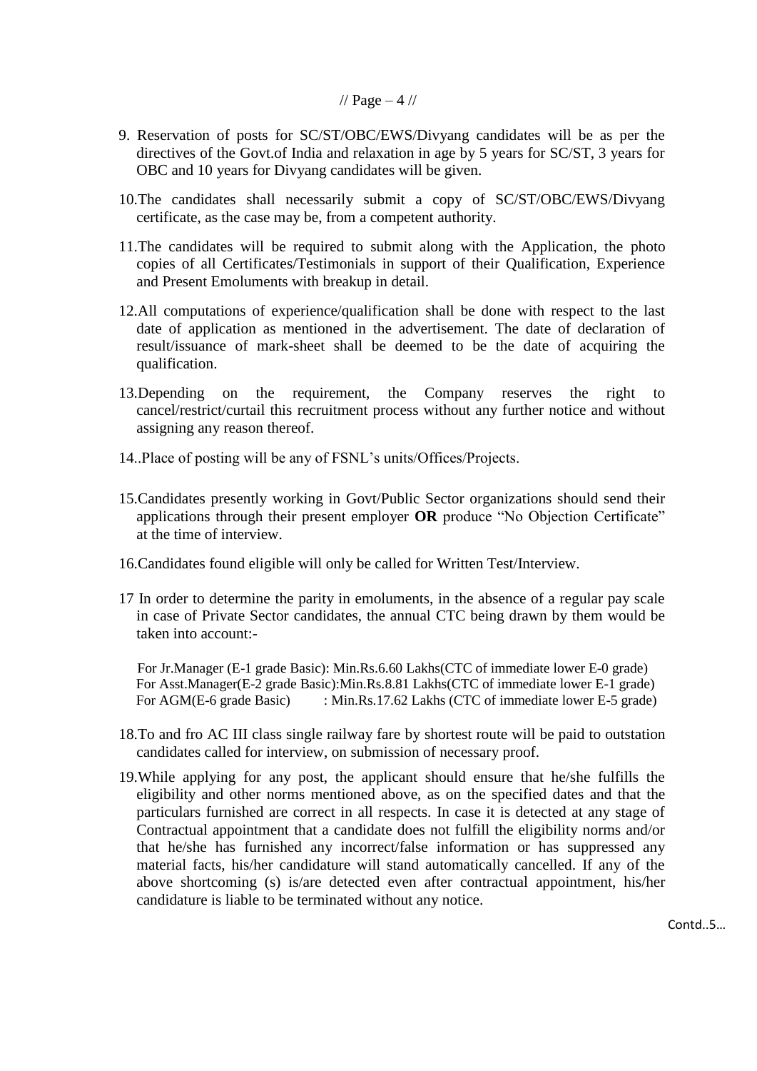9. Reservation of posts for SC/ST/OBC/EWS/Divyang candidates will be as per the directives of the Govt.of India and relaxation in age by 5 years for SC/ST, 3 years for OBC and 10 years for Divyang candidates will be given.

10. The candidates shall necessarily submit a copy of SC/ST/OBC/EWS/Divyang certificate, as the case may be, from a competent authority.

11. The candidates will be required to submit along with the Application, the photo copies of all Certificates/Testimonials in support of their Qualification, Experience and Present Emoluments with breakup in detail.

12. All computations of experience/qualification shall be done with respect to the last date of application as mentioned in the advertisement. The date of declaration of result/issuance of mark-sheet shall be deemed to be the date of acquiring the qualification.

13. Depending on the requirement, the Company reserves the right to cancel/restrict/curtail this recruitment process without any further notice and without assigning any reason thereof.

14. .Place of posting will be any of FSNL's units/Offices/Projects.

15. Candidates presently working in Govt/Public Sector organizations should send their applications through their present employer **OR** produce "No Objection Certificate" at the time of interview.

16. Candidates found eligible will only be called for Written Test/Interview.

17. In order to determine the parity in emoluments, in the absence of a regular pay scale in case of Private Sector candidates, the annual CTC being drawn by them would be taken into account:-

    For Jr.Manager (E-1 grade Basic): Min.Rs.6.60 Lakhs(CTC of immediate lower E-0 grade)
    For Asst.Manager(E-2 grade Basic):Min.Rs.8.81 Lakhs(CTC of immediate lower E-1 grade)
    For AGM(E-6 grade Basic) : Min.Rs.17.62 Lakhs (CTC of immediate lower E-5 grade)

18. To and fro AC III class single railway fare by shortest route will be paid to outstation candidates called for interview, on submission of necessary proof.

19. While applying for any post, the applicant should ensure that he/she fulfills the eligibility and other norms mentioned above, as on the specified dates and that the particulars furnished are correct in all respects. In case it is detected at any stage of Contractual appointment that a candidate does not fulfill the eligibility norms and/or that he/she has furnished any incorrect/false information or has suppressed any material facts, his/her candidature will stand automatically cancelled. If any of the above shortcoming (s) is/are detected even after contractual appointment, his/her candidature is liable to be terminated without any notice.

Contd..5…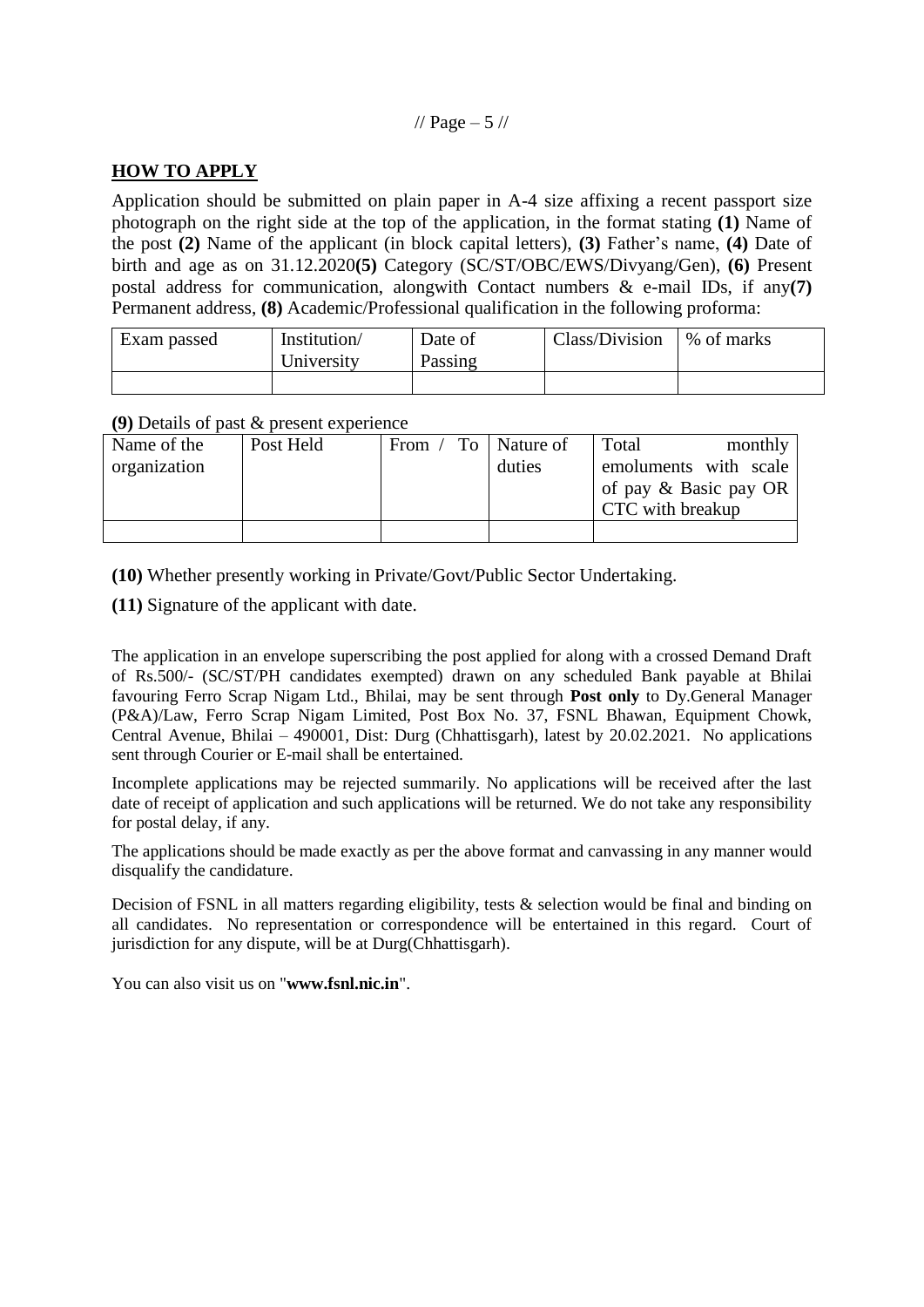## HOW TO APPLY

Application should be submitted on plain paper in A-4 size affixing a recent passport size photograph on the right side at the top of the application, in the format stating **(1)** Name of the post **(2)** Name of the applicant (in block capital letters), **(3)** Father's name, **(4)** Date of birth and age as on 31.12.2020**(5)** Category (SC/ST/OBC/EWS/Divyang/Gen), **(6)** Present postal address for communication, alongwith Contact numbers & e-mail IDs, if any**(7)** Permanent address, **(8)** Academic/Professional qualification in the following proforma:

| Exam passed | Institution/ University | Date of Passing | Class/Division | % of marks |
|---|---|---|---|---|
| | | | | |

**(9)** Details of past & present experience

| Name of the organization | Post Held | From / To | Nature of duties | Total monthly emoluments with scale of pay & Basic pay OR CTC with breakup |
|---|---|---|---|---|
| | | | | |

**(10)** Whether presently working in Private/Govt/Public Sector Undertaking.

**(11)** Signature of the applicant with date.

The application in an envelope superscribing the post applied for along with a crossed Demand Draft of Rs.500/- (SC/ST/PH candidates exempted) drawn on any scheduled Bank payable at Bhilai favouring Ferro Scrap Nigam Ltd., Bhilai, may be sent through **Post only** to Dy.General Manager (P&A)/Law, Ferro Scrap Nigam Limited, Post Box No. 37, FSNL Bhawan, Equipment Chowk, Central Avenue, Bhilai – 490001, Dist: Durg (Chhattisgarh), latest by 20.02.2021. No applications sent through Courier or E-mail shall be entertained.

Incomplete applications may be rejected summarily. No applications will be received after the last date of receipt of application and such applications will be returned. We do not take any responsibility for postal delay, if any.

The applications should be made exactly as per the above format and canvassing in any manner would disqualify the candidature.

Decision of FSNL in all matters regarding eligibility, tests & selection would be final and binding on all candidates. No representation or correspondence will be entertained in this regard. Court of jurisdiction for any dispute, will be at Durg(Chhattisgarh).

You can also visit us on "**www.fsnl.nic.in**".